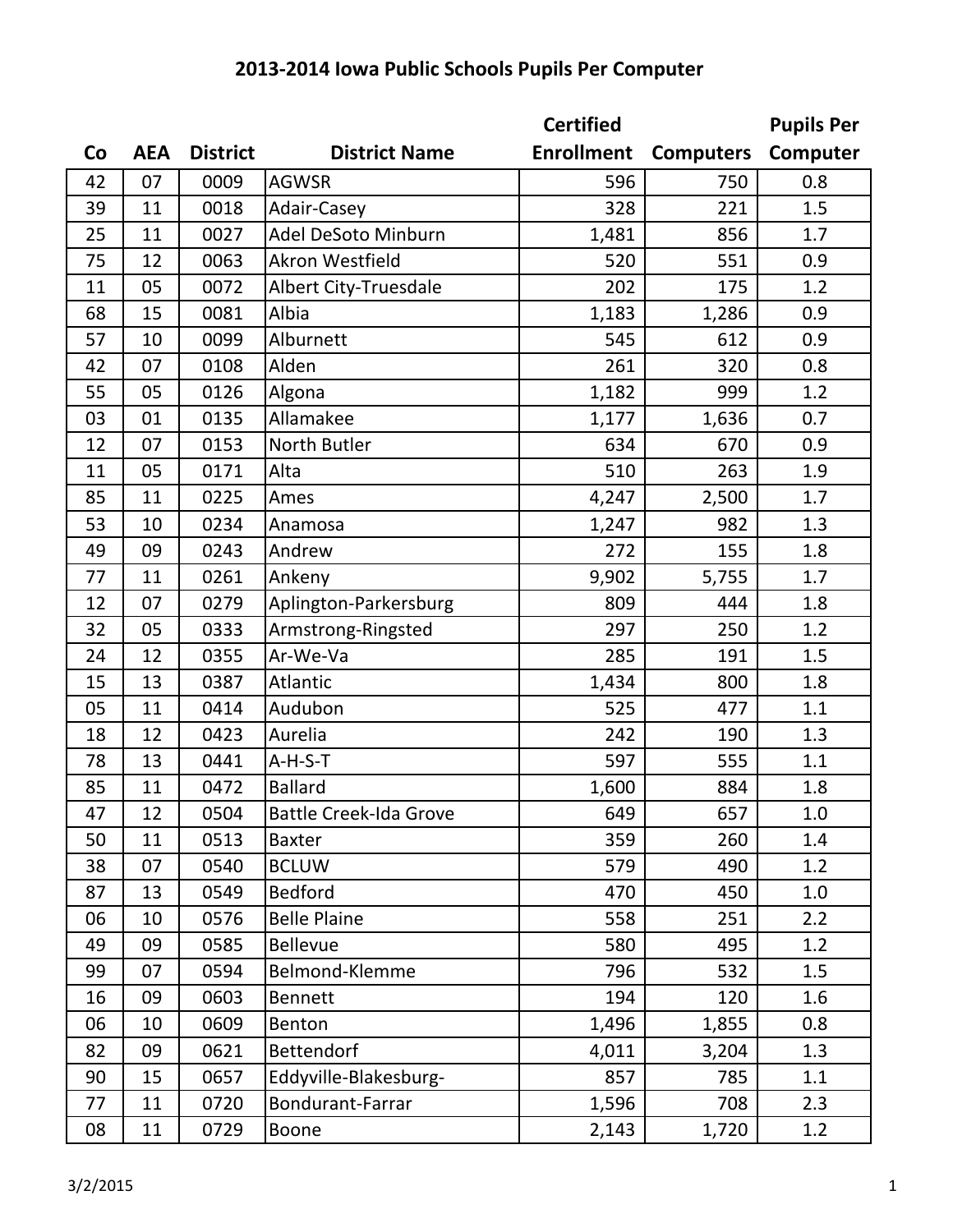# 2013-2014 Iowa Public Schools Pupils Per Computer

| Co | AEA | District | District Name | Certified Enrollment | Computers | Pupils Per Computer |
|---|---|---|---|---|---|---|
| 42 | 07 | 0009 | AGWSR | 596 | 750 | 0.8 |
| 39 | 11 | 0018 | Adair-Casey | 328 | 221 | 1.5 |
| 25 | 11 | 0027 | Adel DeSoto Minburn | 1,481 | 856 | 1.7 |
| 75 | 12 | 0063 | Akron Westfield | 520 | 551 | 0.9 |
| 11 | 05 | 0072 | Albert City-Truesdale | 202 | 175 | 1.2 |
| 68 | 15 | 0081 | Albia | 1,183 | 1,286 | 0.9 |
| 57 | 10 | 0099 | Alburnett | 545 | 612 | 0.9 |
| 42 | 07 | 0108 | Alden | 261 | 320 | 0.8 |
| 55 | 05 | 0126 | Algona | 1,182 | 999 | 1.2 |
| 03 | 01 | 0135 | Allamakee | 1,177 | 1,636 | 0.7 |
| 12 | 07 | 0153 | North Butler | 634 | 670 | 0.9 |
| 11 | 05 | 0171 | Alta | 510 | 263 | 1.9 |
| 85 | 11 | 0225 | Ames | 4,247 | 2,500 | 1.7 |
| 53 | 10 | 0234 | Anamosa | 1,247 | 982 | 1.3 |
| 49 | 09 | 0243 | Andrew | 272 | 155 | 1.8 |
| 77 | 11 | 0261 | Ankeny | 9,902 | 5,755 | 1.7 |
| 12 | 07 | 0279 | Aplington-Parkersburg | 809 | 444 | 1.8 |
| 32 | 05 | 0333 | Armstrong-Ringsted | 297 | 250 | 1.2 |
| 24 | 12 | 0355 | Ar-We-Va | 285 | 191 | 1.5 |
| 15 | 13 | 0387 | Atlantic | 1,434 | 800 | 1.8 |
| 05 | 11 | 0414 | Audubon | 525 | 477 | 1.1 |
| 18 | 12 | 0423 | Aurelia | 242 | 190 | 1.3 |
| 78 | 13 | 0441 | A-H-S-T | 597 | 555 | 1.1 |
| 85 | 11 | 0472 | Ballard | 1,600 | 884 | 1.8 |
| 47 | 12 | 0504 | Battle Creek-Ida Grove | 649 | 657 | 1.0 |
| 50 | 11 | 0513 | Baxter | 359 | 260 | 1.4 |
| 38 | 07 | 0540 | BCLUW | 579 | 490 | 1.2 |
| 87 | 13 | 0549 | Bedford | 470 | 450 | 1.0 |
| 06 | 10 | 0576 | Belle Plaine | 558 | 251 | 2.2 |
| 49 | 09 | 0585 | Bellevue | 580 | 495 | 1.2 |
| 99 | 07 | 0594 | Belmond-Klemme | 796 | 532 | 1.5 |
| 16 | 09 | 0603 | Bennett | 194 | 120 | 1.6 |
| 06 | 10 | 0609 | Benton | 1,496 | 1,855 | 0.8 |
| 82 | 09 | 0621 | Bettendorf | 4,011 | 3,204 | 1.3 |
| 90 | 15 | 0657 | Eddyville-Blakesburg- | 857 | 785 | 1.1 |
| 77 | 11 | 0720 | Bondurant-Farrar | 1,596 | 708 | 2.3 |
| 08 | 11 | 0729 | Boone | 2,143 | 1,720 | 1.2 |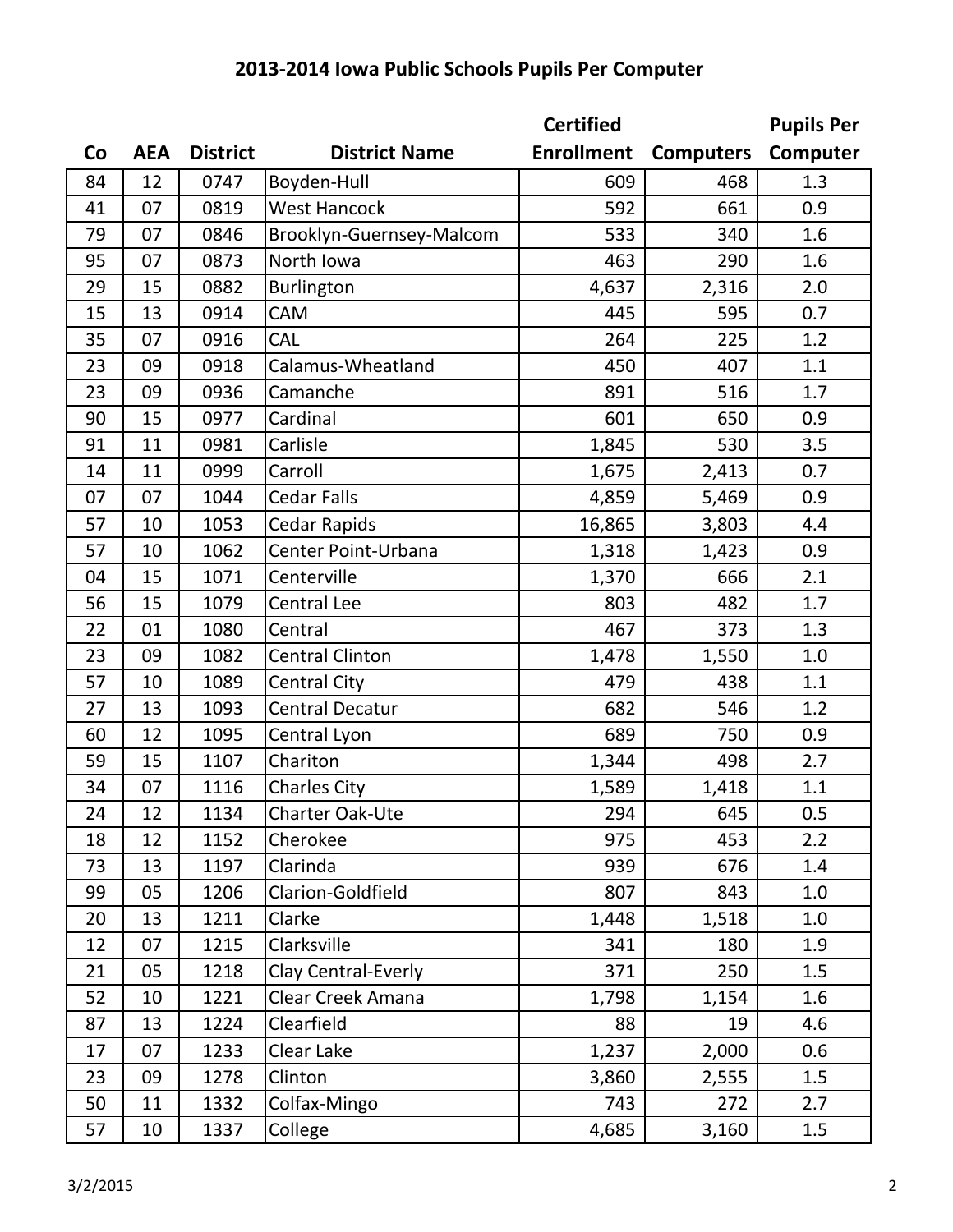# 2013-2014 Iowa Public Schools Pupils Per Computer

| Co | AEA | District | District Name | Certified Enrollment | Computers | Pupils Per Computer |
|---|---|---|---|---|---|---|
| 84 | 12 | 0747 | Boyden-Hull | 609 | 468 | 1.3 |
| 41 | 07 | 0819 | West Hancock | 592 | 661 | 0.9 |
| 79 | 07 | 0846 | Brooklyn-Guernsey-Malcom | 533 | 340 | 1.6 |
| 95 | 07 | 0873 | North Iowa | 463 | 290 | 1.6 |
| 29 | 15 | 0882 | Burlington | 4,637 | 2,316 | 2.0 |
| 15 | 13 | 0914 | CAM | 445 | 595 | 0.7 |
| 35 | 07 | 0916 | CAL | 264 | 225 | 1.2 |
| 23 | 09 | 0918 | Calamus-Wheatland | 450 | 407 | 1.1 |
| 23 | 09 | 0936 | Camanche | 891 | 516 | 1.7 |
| 90 | 15 | 0977 | Cardinal | 601 | 650 | 0.9 |
| 91 | 11 | 0981 | Carlisle | 1,845 | 530 | 3.5 |
| 14 | 11 | 0999 | Carroll | 1,675 | 2,413 | 0.7 |
| 07 | 07 | 1044 | Cedar Falls | 4,859 | 5,469 | 0.9 |
| 57 | 10 | 1053 | Cedar Rapids | 16,865 | 3,803 | 4.4 |
| 57 | 10 | 1062 | Center Point-Urbana | 1,318 | 1,423 | 0.9 |
| 04 | 15 | 1071 | Centerville | 1,370 | 666 | 2.1 |
| 56 | 15 | 1079 | Central Lee | 803 | 482 | 1.7 |
| 22 | 01 | 1080 | Central | 467 | 373 | 1.3 |
| 23 | 09 | 1082 | Central Clinton | 1,478 | 1,550 | 1.0 |
| 57 | 10 | 1089 | Central City | 479 | 438 | 1.1 |
| 27 | 13 | 1093 | Central Decatur | 682 | 546 | 1.2 |
| 60 | 12 | 1095 | Central Lyon | 689 | 750 | 0.9 |
| 59 | 15 | 1107 | Chariton | 1,344 | 498 | 2.7 |
| 34 | 07 | 1116 | Charles City | 1,589 | 1,418 | 1.1 |
| 24 | 12 | 1134 | Charter Oak-Ute | 294 | 645 | 0.5 |
| 18 | 12 | 1152 | Cherokee | 975 | 453 | 2.2 |
| 73 | 13 | 1197 | Clarinda | 939 | 676 | 1.4 |
| 99 | 05 | 1206 | Clarion-Goldfield | 807 | 843 | 1.0 |
| 20 | 13 | 1211 | Clarke | 1,448 | 1,518 | 1.0 |
| 12 | 07 | 1215 | Clarksville | 341 | 180 | 1.9 |
| 21 | 05 | 1218 | Clay Central-Everly | 371 | 250 | 1.5 |
| 52 | 10 | 1221 | Clear Creek Amana | 1,798 | 1,154 | 1.6 |
| 87 | 13 | 1224 | Clearfield | 88 | 19 | 4.6 |
| 17 | 07 | 1233 | Clear Lake | 1,237 | 2,000 | 0.6 |
| 23 | 09 | 1278 | Clinton | 3,860 | 2,555 | 1.5 |
| 50 | 11 | 1332 | Colfax-Mingo | 743 | 272 | 2.7 |
| 57 | 10 | 1337 | College | 4,685 | 3,160 | 1.5 |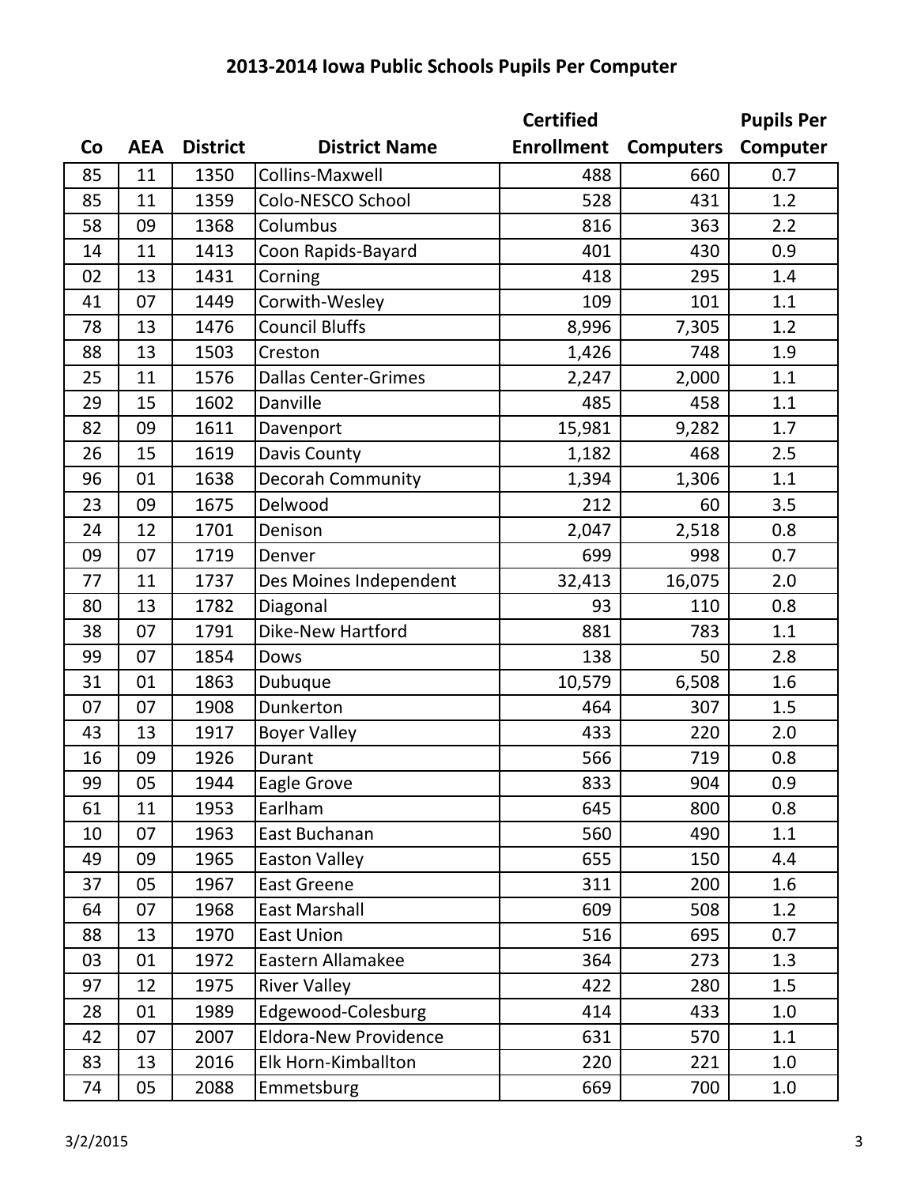# 2013-2014 Iowa Public Schools Pupils Per Computer

| Co | AEA | District | District Name | Certified Enrollment | Computers | Pupils Per Computer |
|---|---|---|---|---|---|---|
| 85 | 11 | 1350 | Collins-Maxwell | 488 | 660 | 0.7 |
| 85 | 11 | 1359 | Colo-NESCO School | 528 | 431 | 1.2 |
| 58 | 09 | 1368 | Columbus | 816 | 363 | 2.2 |
| 14 | 11 | 1413 | Coon Rapids-Bayard | 401 | 430 | 0.9 |
| 02 | 13 | 1431 | Corning | 418 | 295 | 1.4 |
| 41 | 07 | 1449 | Corwith-Wesley | 109 | 101 | 1.1 |
| 78 | 13 | 1476 | Council Bluffs | 8,996 | 7,305 | 1.2 |
| 88 | 13 | 1503 | Creston | 1,426 | 748 | 1.9 |
| 25 | 11 | 1576 | Dallas Center-Grimes | 2,247 | 2,000 | 1.1 |
| 29 | 15 | 1602 | Danville | 485 | 458 | 1.1 |
| 82 | 09 | 1611 | Davenport | 15,981 | 9,282 | 1.7 |
| 26 | 15 | 1619 | Davis County | 1,182 | 468 | 2.5 |
| 96 | 01 | 1638 | Decorah Community | 1,394 | 1,306 | 1.1 |
| 23 | 09 | 1675 | Delwood | 212 | 60 | 3.5 |
| 24 | 12 | 1701 | Denison | 2,047 | 2,518 | 0.8 |
| 09 | 07 | 1719 | Denver | 699 | 998 | 0.7 |
| 77 | 11 | 1737 | Des Moines Independent | 32,413 | 16,075 | 2.0 |
| 80 | 13 | 1782 | Diagonal | 93 | 110 | 0.8 |
| 38 | 07 | 1791 | Dike-New Hartford | 881 | 783 | 1.1 |
| 99 | 07 | 1854 | Dows | 138 | 50 | 2.8 |
| 31 | 01 | 1863 | Dubuque | 10,579 | 6,508 | 1.6 |
| 07 | 07 | 1908 | Dunkerton | 464 | 307 | 1.5 |
| 43 | 13 | 1917 | Boyer Valley | 433 | 220 | 2.0 |
| 16 | 09 | 1926 | Durant | 566 | 719 | 0.8 |
| 99 | 05 | 1944 | Eagle Grove | 833 | 904 | 0.9 |
| 61 | 11 | 1953 | Earlham | 645 | 800 | 0.8 |
| 10 | 07 | 1963 | East Buchanan | 560 | 490 | 1.1 |
| 49 | 09 | 1965 | Easton Valley | 655 | 150 | 4.4 |
| 37 | 05 | 1967 | East Greene | 311 | 200 | 1.6 |
| 64 | 07 | 1968 | East Marshall | 609 | 508 | 1.2 |
| 88 | 13 | 1970 | East Union | 516 | 695 | 0.7 |
| 03 | 01 | 1972 | Eastern Allamakee | 364 | 273 | 1.3 |
| 97 | 12 | 1975 | River Valley | 422 | 280 | 1.5 |
| 28 | 01 | 1989 | Edgewood-Colesburg | 414 | 433 | 1.0 |
| 42 | 07 | 2007 | Eldora-New Providence | 631 | 570 | 1.1 |
| 83 | 13 | 2016 | Elk Horn-Kimballton | 220 | 221 | 1.0 |
| 74 | 05 | 2088 | Emmetsburg | 669 | 700 | 1.0 |

3/2/2015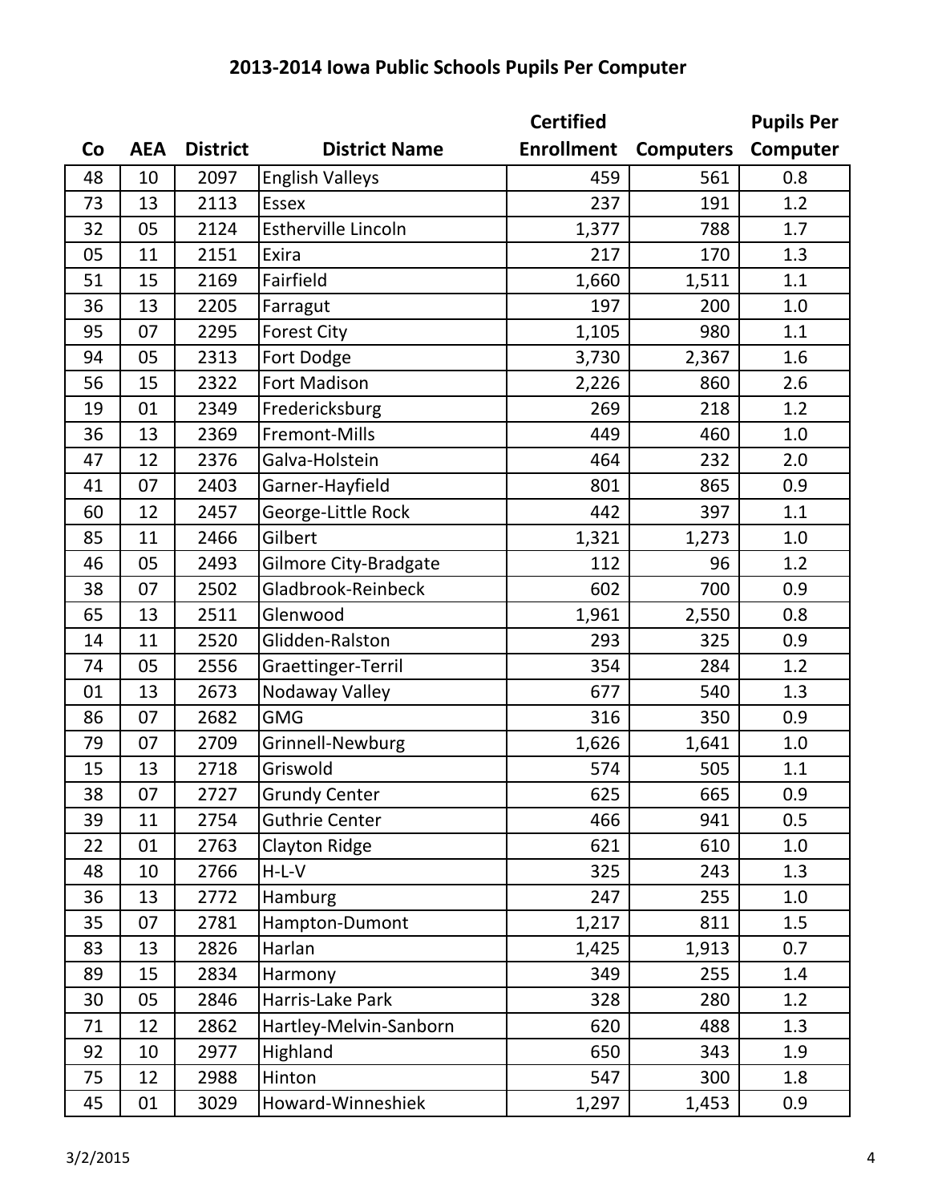## 2013-2014 Iowa Public Schools Pupils Per Computer

| Co | AEA | District | District Name | Certified Enrollment | Computers | Pupils Per Computer |
|---|---|---|---|---|---|---|
| 48 | 10 | 2097 | English Valleys | 459 | 561 | 0.8 |
| 73 | 13 | 2113 | Essex | 237 | 191 | 1.2 |
| 32 | 05 | 2124 | Estherville Lincoln | 1,377 | 788 | 1.7 |
| 05 | 11 | 2151 | Exira | 217 | 170 | 1.3 |
| 51 | 15 | 2169 | Fairfield | 1,660 | 1,511 | 1.1 |
| 36 | 13 | 2205 | Farragut | 197 | 200 | 1.0 |
| 95 | 07 | 2295 | Forest City | 1,105 | 980 | 1.1 |
| 94 | 05 | 2313 | Fort Dodge | 3,730 | 2,367 | 1.6 |
| 56 | 15 | 2322 | Fort Madison | 2,226 | 860 | 2.6 |
| 19 | 01 | 2349 | Fredericksburg | 269 | 218 | 1.2 |
| 36 | 13 | 2369 | Fremont-Mills | 449 | 460 | 1.0 |
| 47 | 12 | 2376 | Galva-Holstein | 464 | 232 | 2.0 |
| 41 | 07 | 2403 | Garner-Hayfield | 801 | 865 | 0.9 |
| 60 | 12 | 2457 | George-Little Rock | 442 | 397 | 1.1 |
| 85 | 11 | 2466 | Gilbert | 1,321 | 1,273 | 1.0 |
| 46 | 05 | 2493 | Gilmore City-Bradgate | 112 | 96 | 1.2 |
| 38 | 07 | 2502 | Gladbrook-Reinbeck | 602 | 700 | 0.9 |
| 65 | 13 | 2511 | Glenwood | 1,961 | 2,550 | 0.8 |
| 14 | 11 | 2520 | Glidden-Ralston | 293 | 325 | 0.9 |
| 74 | 05 | 2556 | Graettinger-Terril | 354 | 284 | 1.2 |
| 01 | 13 | 2673 | Nodaway Valley | 677 | 540 | 1.3 |
| 86 | 07 | 2682 | GMG | 316 | 350 | 0.9 |
| 79 | 07 | 2709 | Grinnell-Newburg | 1,626 | 1,641 | 1.0 |
| 15 | 13 | 2718 | Griswold | 574 | 505 | 1.1 |
| 38 | 07 | 2727 | Grundy Center | 625 | 665 | 0.9 |
| 39 | 11 | 2754 | Guthrie Center | 466 | 941 | 0.5 |
| 22 | 01 | 2763 | Clayton Ridge | 621 | 610 | 1.0 |
| 48 | 10 | 2766 | H-L-V | 325 | 243 | 1.3 |
| 36 | 13 | 2772 | Hamburg | 247 | 255 | 1.0 |
| 35 | 07 | 2781 | Hampton-Dumont | 1,217 | 811 | 1.5 |
| 83 | 13 | 2826 | Harlan | 1,425 | 1,913 | 0.7 |
| 89 | 15 | 2834 | Harmony | 349 | 255 | 1.4 |
| 30 | 05 | 2846 | Harris-Lake Park | 328 | 280 | 1.2 |
| 71 | 12 | 2862 | Hartley-Melvin-Sanborn | 620 | 488 | 1.3 |
| 92 | 10 | 2977 | Highland | 650 | 343 | 1.9 |
| 75 | 12 | 2988 | Hinton | 547 | 300 | 1.8 |
| 45 | 01 | 3029 | Howard-Winneshiek | 1,297 | 1,453 | 0.9 |

3/2/2015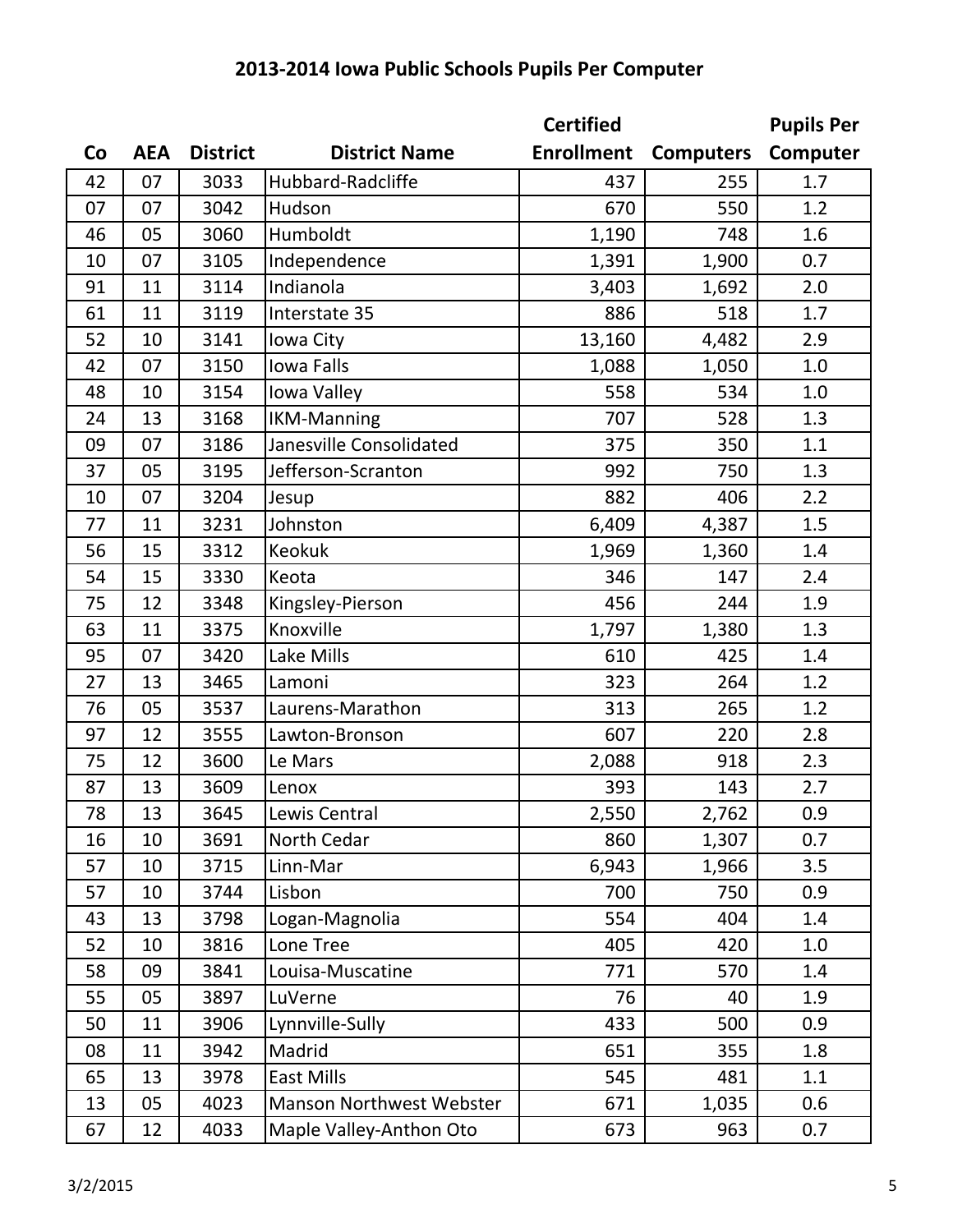# 2013-2014 Iowa Public Schools Pupils Per Computer

| Co | AEA | District | District Name | Certified Enrollment | Computers | Pupils Per Computer |
|---|---|---|---|---|---|---|
| 42 | 07 | 3033 | Hubbard-Radcliffe | 437 | 255 | 1.7 |
| 07 | 07 | 3042 | Hudson | 670 | 550 | 1.2 |
| 46 | 05 | 3060 | Humboldt | 1,190 | 748 | 1.6 |
| 10 | 07 | 3105 | Independence | 1,391 | 1,900 | 0.7 |
| 91 | 11 | 3114 | Indianola | 3,403 | 1,692 | 2.0 |
| 61 | 11 | 3119 | Interstate 35 | 886 | 518 | 1.7 |
| 52 | 10 | 3141 | Iowa City | 13,160 | 4,482 | 2.9 |
| 42 | 07 | 3150 | Iowa Falls | 1,088 | 1,050 | 1.0 |
| 48 | 10 | 3154 | Iowa Valley | 558 | 534 | 1.0 |
| 24 | 13 | 3168 | IKM-Manning | 707 | 528 | 1.3 |
| 09 | 07 | 3186 | Janesville Consolidated | 375 | 350 | 1.1 |
| 37 | 05 | 3195 | Jefferson-Scranton | 992 | 750 | 1.3 |
| 10 | 07 | 3204 | Jesup | 882 | 406 | 2.2 |
| 77 | 11 | 3231 | Johnston | 6,409 | 4,387 | 1.5 |
| 56 | 15 | 3312 | Keokuk | 1,969 | 1,360 | 1.4 |
| 54 | 15 | 3330 | Keota | 346 | 147 | 2.4 |
| 75 | 12 | 3348 | Kingsley-Pierson | 456 | 244 | 1.9 |
| 63 | 11 | 3375 | Knoxville | 1,797 | 1,380 | 1.3 |
| 95 | 07 | 3420 | Lake Mills | 610 | 425 | 1.4 |
| 27 | 13 | 3465 | Lamoni | 323 | 264 | 1.2 |
| 76 | 05 | 3537 | Laurens-Marathon | 313 | 265 | 1.2 |
| 97 | 12 | 3555 | Lawton-Bronson | 607 | 220 | 2.8 |
| 75 | 12 | 3600 | Le Mars | 2,088 | 918 | 2.3 |
| 87 | 13 | 3609 | Lenox | 393 | 143 | 2.7 |
| 78 | 13 | 3645 | Lewis Central | 2,550 | 2,762 | 0.9 |
| 16 | 10 | 3691 | North Cedar | 860 | 1,307 | 0.7 |
| 57 | 10 | 3715 | Linn-Mar | 6,943 | 1,966 | 3.5 |
| 57 | 10 | 3744 | Lisbon | 700 | 750 | 0.9 |
| 43 | 13 | 3798 | Logan-Magnolia | 554 | 404 | 1.4 |
| 52 | 10 | 3816 | Lone Tree | 405 | 420 | 1.0 |
| 58 | 09 | 3841 | Louisa-Muscatine | 771 | 570 | 1.4 |
| 55 | 05 | 3897 | LuVerne | 76 | 40 | 1.9 |
| 50 | 11 | 3906 | Lynnville-Sully | 433 | 500 | 0.9 |
| 08 | 11 | 3942 | Madrid | 651 | 355 | 1.8 |
| 65 | 13 | 3978 | East Mills | 545 | 481 | 1.1 |
| 13 | 05 | 4023 | Manson Northwest Webster | 671 | 1,035 | 0.6 |
| 67 | 12 | 4033 | Maple Valley-Anthon Oto | 673 | 963 | 0.7 |

3/2/2015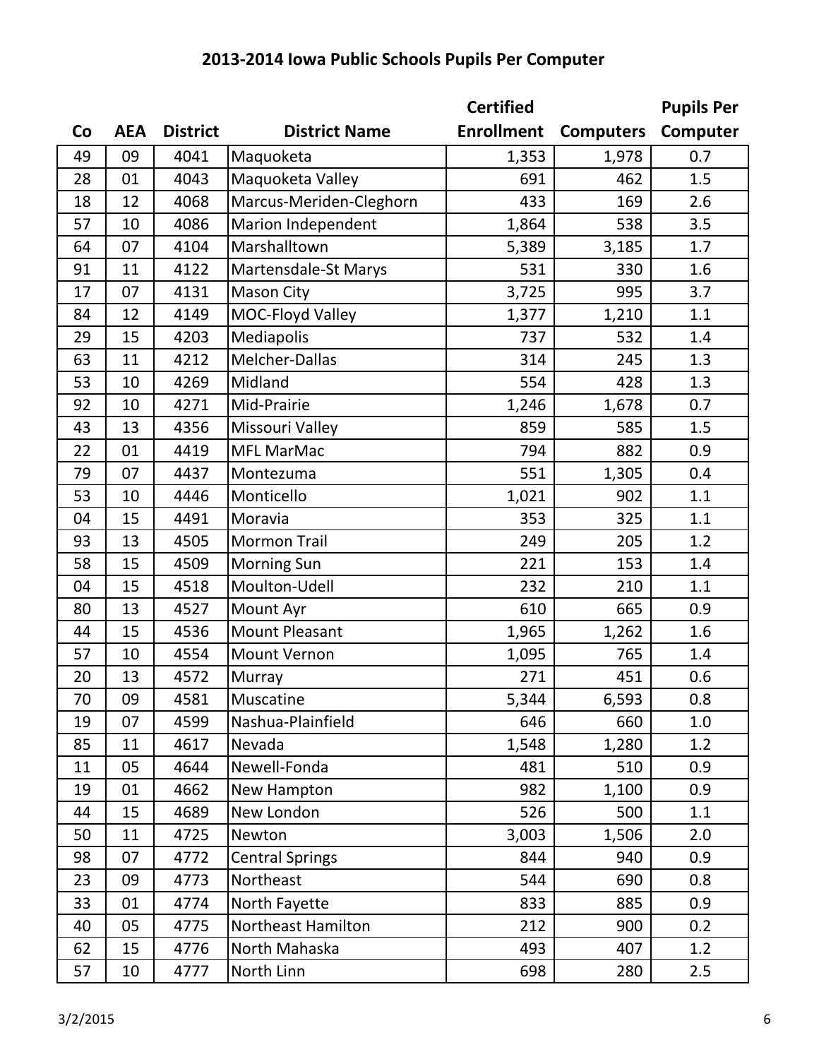# 2013-2014 Iowa Public Schools Pupils Per Computer

| Co | AEA | District | District Name | Certified Enrollment | Computers | Pupils Per Computer |
|---|---|---|---|---|---|---|
| 49 | 09 | 4041 | Maquoketa | 1,353 | 1,978 | 0.7 |
| 28 | 01 | 4043 | Maquoketa Valley | 691 | 462 | 1.5 |
| 18 | 12 | 4068 | Marcus-Meriden-Cleghorn | 433 | 169 | 2.6 |
| 57 | 10 | 4086 | Marion Independent | 1,864 | 538 | 3.5 |
| 64 | 07 | 4104 | Marshalltown | 5,389 | 3,185 | 1.7 |
| 91 | 11 | 4122 | Martensdale-St Marys | 531 | 330 | 1.6 |
| 17 | 07 | 4131 | Mason City | 3,725 | 995 | 3.7 |
| 84 | 12 | 4149 | MOC-Floyd Valley | 1,377 | 1,210 | 1.1 |
| 29 | 15 | 4203 | Mediapolis | 737 | 532 | 1.4 |
| 63 | 11 | 4212 | Melcher-Dallas | 314 | 245 | 1.3 |
| 53 | 10 | 4269 | Midland | 554 | 428 | 1.3 |
| 92 | 10 | 4271 | Mid-Prairie | 1,246 | 1,678 | 0.7 |
| 43 | 13 | 4356 | Missouri Valley | 859 | 585 | 1.5 |
| 22 | 01 | 4419 | MFL MarMac | 794 | 882 | 0.9 |
| 79 | 07 | 4437 | Montezuma | 551 | 1,305 | 0.4 |
| 53 | 10 | 4446 | Monticello | 1,021 | 902 | 1.1 |
| 04 | 15 | 4491 | Moravia | 353 | 325 | 1.1 |
| 93 | 13 | 4505 | Mormon Trail | 249 | 205 | 1.2 |
| 58 | 15 | 4509 | Morning Sun | 221 | 153 | 1.4 |
| 04 | 15 | 4518 | Moulton-Udell | 232 | 210 | 1.1 |
| 80 | 13 | 4527 | Mount Ayr | 610 | 665 | 0.9 |
| 44 | 15 | 4536 | Mount Pleasant | 1,965 | 1,262 | 1.6 |
| 57 | 10 | 4554 | Mount Vernon | 1,095 | 765 | 1.4 |
| 20 | 13 | 4572 | Murray | 271 | 451 | 0.6 |
| 70 | 09 | 4581 | Muscatine | 5,344 | 6,593 | 0.8 |
| 19 | 07 | 4599 | Nashua-Plainfield | 646 | 660 | 1.0 |
| 85 | 11 | 4617 | Nevada | 1,548 | 1,280 | 1.2 |
| 11 | 05 | 4644 | Newell-Fonda | 481 | 510 | 0.9 |
| 19 | 01 | 4662 | New Hampton | 982 | 1,100 | 0.9 |
| 44 | 15 | 4689 | New London | 526 | 500 | 1.1 |
| 50 | 11 | 4725 | Newton | 3,003 | 1,506 | 2.0 |
| 98 | 07 | 4772 | Central Springs | 844 | 940 | 0.9 |
| 23 | 09 | 4773 | Northeast | 544 | 690 | 0.8 |
| 33 | 01 | 4774 | North Fayette | 833 | 885 | 0.9 |
| 40 | 05 | 4775 | Northeast Hamilton | 212 | 900 | 0.2 |
| 62 | 15 | 4776 | North Mahaska | 493 | 407 | 1.2 |
| 57 | 10 | 4777 | North Linn | 698 | 280 | 2.5 |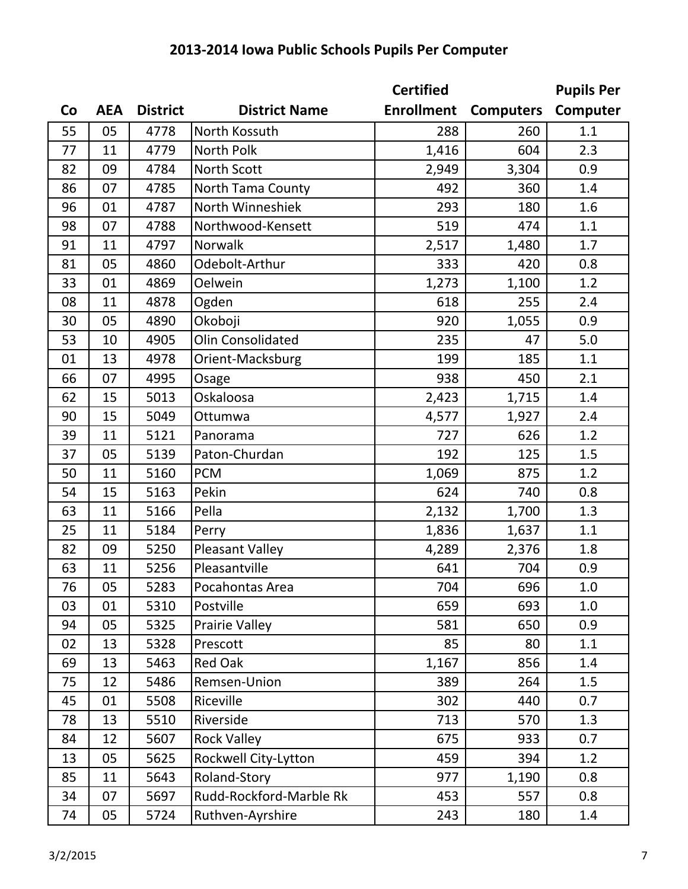# 2013-2014 Iowa Public Schools Pupils Per Computer

| Co | AEA | District | District Name | Certified Enrollment | Computers | Pupils Per Computer |
|---|---|---|---|---|---|---|
| 55 | 05 | 4778 | North Kossuth | 288 | 260 | 1.1 |
| 77 | 11 | 4779 | North Polk | 1,416 | 604 | 2.3 |
| 82 | 09 | 4784 | North Scott | 2,949 | 3,304 | 0.9 |
| 86 | 07 | 4785 | North Tama County | 492 | 360 | 1.4 |
| 96 | 01 | 4787 | North Winneshiek | 293 | 180 | 1.6 |
| 98 | 07 | 4788 | Northwood-Kensett | 519 | 474 | 1.1 |
| 91 | 11 | 4797 | Norwalk | 2,517 | 1,480 | 1.7 |
| 81 | 05 | 4860 | Odebolt-Arthur | 333 | 420 | 0.8 |
| 33 | 01 | 4869 | Oelwein | 1,273 | 1,100 | 1.2 |
| 08 | 11 | 4878 | Ogden | 618 | 255 | 2.4 |
| 30 | 05 | 4890 | Okoboji | 920 | 1,055 | 0.9 |
| 53 | 10 | 4905 | Olin Consolidated | 235 | 47 | 5.0 |
| 01 | 13 | 4978 | Orient-Macksburg | 199 | 185 | 1.1 |
| 66 | 07 | 4995 | Osage | 938 | 450 | 2.1 |
| 62 | 15 | 5013 | Oskaloosa | 2,423 | 1,715 | 1.4 |
| 90 | 15 | 5049 | Ottumwa | 4,577 | 1,927 | 2.4 |
| 39 | 11 | 5121 | Panorama | 727 | 626 | 1.2 |
| 37 | 05 | 5139 | Paton-Churdan | 192 | 125 | 1.5 |
| 50 | 11 | 5160 | PCM | 1,069 | 875 | 1.2 |
| 54 | 15 | 5163 | Pekin | 624 | 740 | 0.8 |
| 63 | 11 | 5166 | Pella | 2,132 | 1,700 | 1.3 |
| 25 | 11 | 5184 | Perry | 1,836 | 1,637 | 1.1 |
| 82 | 09 | 5250 | Pleasant Valley | 4,289 | 2,376 | 1.8 |
| 63 | 11 | 5256 | Pleasantville | 641 | 704 | 0.9 |
| 76 | 05 | 5283 | Pocahontas Area | 704 | 696 | 1.0 |
| 03 | 01 | 5310 | Postville | 659 | 693 | 1.0 |
| 94 | 05 | 5325 | Prairie Valley | 581 | 650 | 0.9 |
| 02 | 13 | 5328 | Prescott | 85 | 80 | 1.1 |
| 69 | 13 | 5463 | Red Oak | 1,167 | 856 | 1.4 |
| 75 | 12 | 5486 | Remsen-Union | 389 | 264 | 1.5 |
| 45 | 01 | 5508 | Riceville | 302 | 440 | 0.7 |
| 78 | 13 | 5510 | Riverside | 713 | 570 | 1.3 |
| 84 | 12 | 5607 | Rock Valley | 675 | 933 | 0.7 |
| 13 | 05 | 5625 | Rockwell City-Lytton | 459 | 394 | 1.2 |
| 85 | 11 | 5643 | Roland-Story | 977 | 1,190 | 0.8 |
| 34 | 07 | 5697 | Rudd-Rockford-Marble Rk | 453 | 557 | 0.8 |
| 74 | 05 | 5724 | Ruthven-Ayrshire | 243 | 180 | 1.4 |

3/2/2015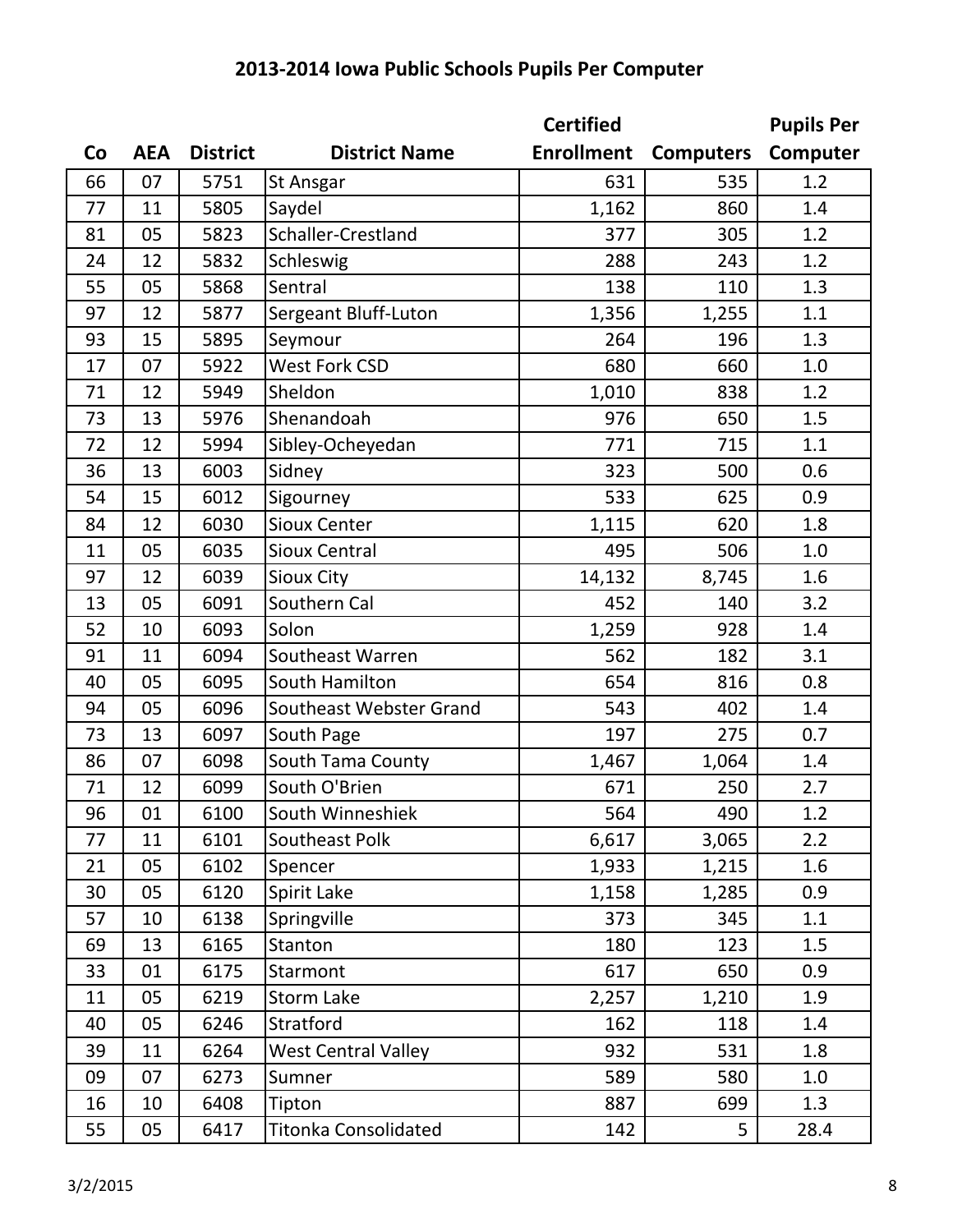# 2013-2014 Iowa Public Schools Pupils Per Computer

| Co | AEA | District | District Name | Certified Enrollment | Computers | Pupils Per Computer |
|---|---|---|---|---|---|---|
| 66 | 07 | 5751 | St Ansgar | 631 | 535 | 1.2 |
| 77 | 11 | 5805 | Saydel | 1,162 | 860 | 1.4 |
| 81 | 05 | 5823 | Schaller-Crestland | 377 | 305 | 1.2 |
| 24 | 12 | 5832 | Schleswig | 288 | 243 | 1.2 |
| 55 | 05 | 5868 | Sentral | 138 | 110 | 1.3 |
| 97 | 12 | 5877 | Sergeant Bluff-Luton | 1,356 | 1,255 | 1.1 |
| 93 | 15 | 5895 | Seymour | 264 | 196 | 1.3 |
| 17 | 07 | 5922 | West Fork CSD | 680 | 660 | 1.0 |
| 71 | 12 | 5949 | Sheldon | 1,010 | 838 | 1.2 |
| 73 | 13 | 5976 | Shenandoah | 976 | 650 | 1.5 |
| 72 | 12 | 5994 | Sibley-Ocheyedan | 771 | 715 | 1.1 |
| 36 | 13 | 6003 | Sidney | 323 | 500 | 0.6 |
| 54 | 15 | 6012 | Sigourney | 533 | 625 | 0.9 |
| 84 | 12 | 6030 | Sioux Center | 1,115 | 620 | 1.8 |
| 11 | 05 | 6035 | Sioux Central | 495 | 506 | 1.0 |
| 97 | 12 | 6039 | Sioux City | 14,132 | 8,745 | 1.6 |
| 13 | 05 | 6091 | Southern Cal | 452 | 140 | 3.2 |
| 52 | 10 | 6093 | Solon | 1,259 | 928 | 1.4 |
| 91 | 11 | 6094 | Southeast Warren | 562 | 182 | 3.1 |
| 40 | 05 | 6095 | South Hamilton | 654 | 816 | 0.8 |
| 94 | 05 | 6096 | Southeast Webster Grand | 543 | 402 | 1.4 |
| 73 | 13 | 6097 | South Page | 197 | 275 | 0.7 |
| 86 | 07 | 6098 | South Tama County | 1,467 | 1,064 | 1.4 |
| 71 | 12 | 6099 | South O'Brien | 671 | 250 | 2.7 |
| 96 | 01 | 6100 | South Winneshiek | 564 | 490 | 1.2 |
| 77 | 11 | 6101 | Southeast Polk | 6,617 | 3,065 | 2.2 |
| 21 | 05 | 6102 | Spencer | 1,933 | 1,215 | 1.6 |
| 30 | 05 | 6120 | Spirit Lake | 1,158 | 1,285 | 0.9 |
| 57 | 10 | 6138 | Springville | 373 | 345 | 1.1 |
| 69 | 13 | 6165 | Stanton | 180 | 123 | 1.5 |
| 33 | 01 | 6175 | Starmont | 617 | 650 | 0.9 |
| 11 | 05 | 6219 | Storm Lake | 2,257 | 1,210 | 1.9 |
| 40 | 05 | 6246 | Stratford | 162 | 118 | 1.4 |
| 39 | 11 | 6264 | West Central Valley | 932 | 531 | 1.8 |
| 09 | 07 | 6273 | Sumner | 589 | 580 | 1.0 |
| 16 | 10 | 6408 | Tipton | 887 | 699 | 1.3 |
| 55 | 05 | 6417 | Titonka Consolidated | 142 | 5 | 28.4 |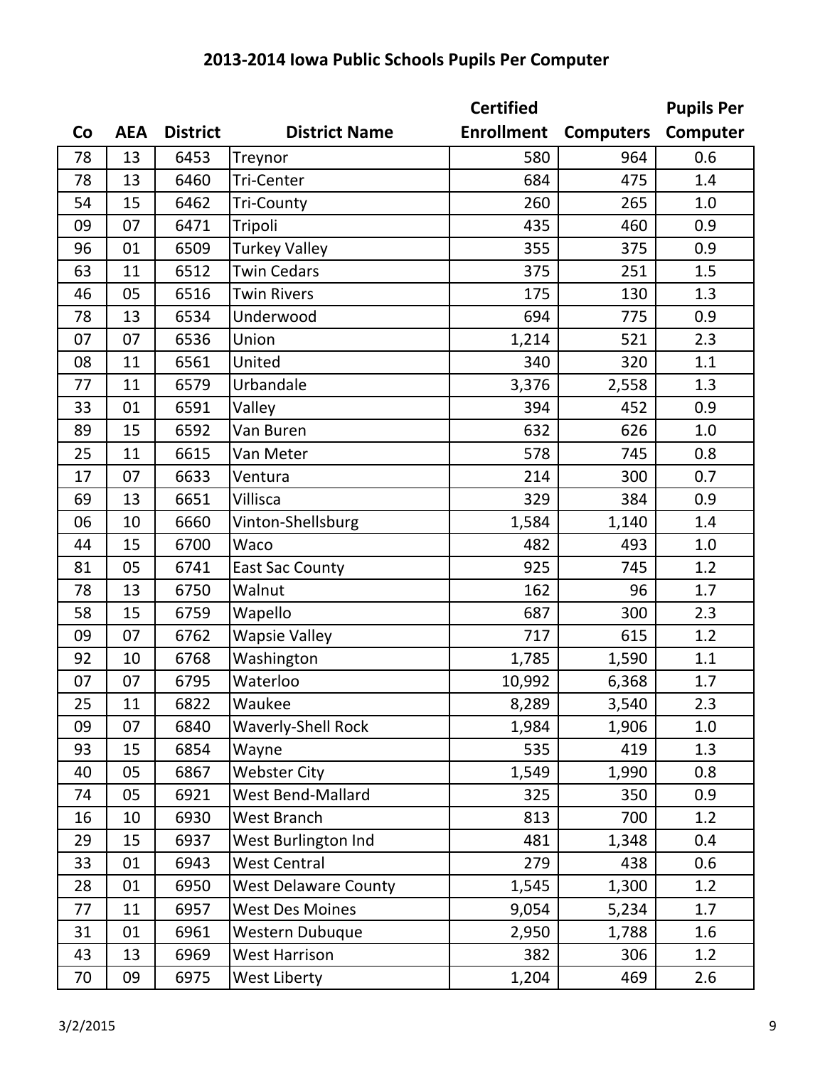# 2013-2014 Iowa Public Schools Pupils Per Computer

| Co | AEA | District | District Name | Certified Enrollment | Computers | Pupils Per Computer |
|---|---|---|---|---|---|---|
| 78 | 13 | 6453 | Treynor | 580 | 964 | 0.6 |
| 78 | 13 | 6460 | Tri-Center | 684 | 475 | 1.4 |
| 54 | 15 | 6462 | Tri-County | 260 | 265 | 1.0 |
| 09 | 07 | 6471 | Tripoli | 435 | 460 | 0.9 |
| 96 | 01 | 6509 | Turkey Valley | 355 | 375 | 0.9 |
| 63 | 11 | 6512 | Twin Cedars | 375 | 251 | 1.5 |
| 46 | 05 | 6516 | Twin Rivers | 175 | 130 | 1.3 |
| 78 | 13 | 6534 | Underwood | 694 | 775 | 0.9 |
| 07 | 07 | 6536 | Union | 1,214 | 521 | 2.3 |
| 08 | 11 | 6561 | United | 340 | 320 | 1.1 |
| 77 | 11 | 6579 | Urbandale | 3,376 | 2,558 | 1.3 |
| 33 | 01 | 6591 | Valley | 394 | 452 | 0.9 |
| 89 | 15 | 6592 | Van Buren | 632 | 626 | 1.0 |
| 25 | 11 | 6615 | Van Meter | 578 | 745 | 0.8 |
| 17 | 07 | 6633 | Ventura | 214 | 300 | 0.7 |
| 69 | 13 | 6651 | Villisca | 329 | 384 | 0.9 |
| 06 | 10 | 6660 | Vinton-Shellsburg | 1,584 | 1,140 | 1.4 |
| 44 | 15 | 6700 | Waco | 482 | 493 | 1.0 |
| 81 | 05 | 6741 | East Sac County | 925 | 745 | 1.2 |
| 78 | 13 | 6750 | Walnut | 162 | 96 | 1.7 |
| 58 | 15 | 6759 | Wapello | 687 | 300 | 2.3 |
| 09 | 07 | 6762 | Wapsie Valley | 717 | 615 | 1.2 |
| 92 | 10 | 6768 | Washington | 1,785 | 1,590 | 1.1 |
| 07 | 07 | 6795 | Waterloo | 10,992 | 6,368 | 1.7 |
| 25 | 11 | 6822 | Waukee | 8,289 | 3,540 | 2.3 |
| 09 | 07 | 6840 | Waverly-Shell Rock | 1,984 | 1,906 | 1.0 |
| 93 | 15 | 6854 | Wayne | 535 | 419 | 1.3 |
| 40 | 05 | 6867 | Webster City | 1,549 | 1,990 | 0.8 |
| 74 | 05 | 6921 | West Bend-Mallard | 325 | 350 | 0.9 |
| 16 | 10 | 6930 | West Branch | 813 | 700 | 1.2 |
| 29 | 15 | 6937 | West Burlington Ind | 481 | 1,348 | 0.4 |
| 33 | 01 | 6943 | West Central | 279 | 438 | 0.6 |
| 28 | 01 | 6950 | West Delaware County | 1,545 | 1,300 | 1.2 |
| 77 | 11 | 6957 | West Des Moines | 9,054 | 5,234 | 1.7 |
| 31 | 01 | 6961 | Western Dubuque | 2,950 | 1,788 | 1.6 |
| 43 | 13 | 6969 | West Harrison | 382 | 306 | 1.2 |
| 70 | 09 | 6975 | West Liberty | 1,204 | 469 | 2.6 |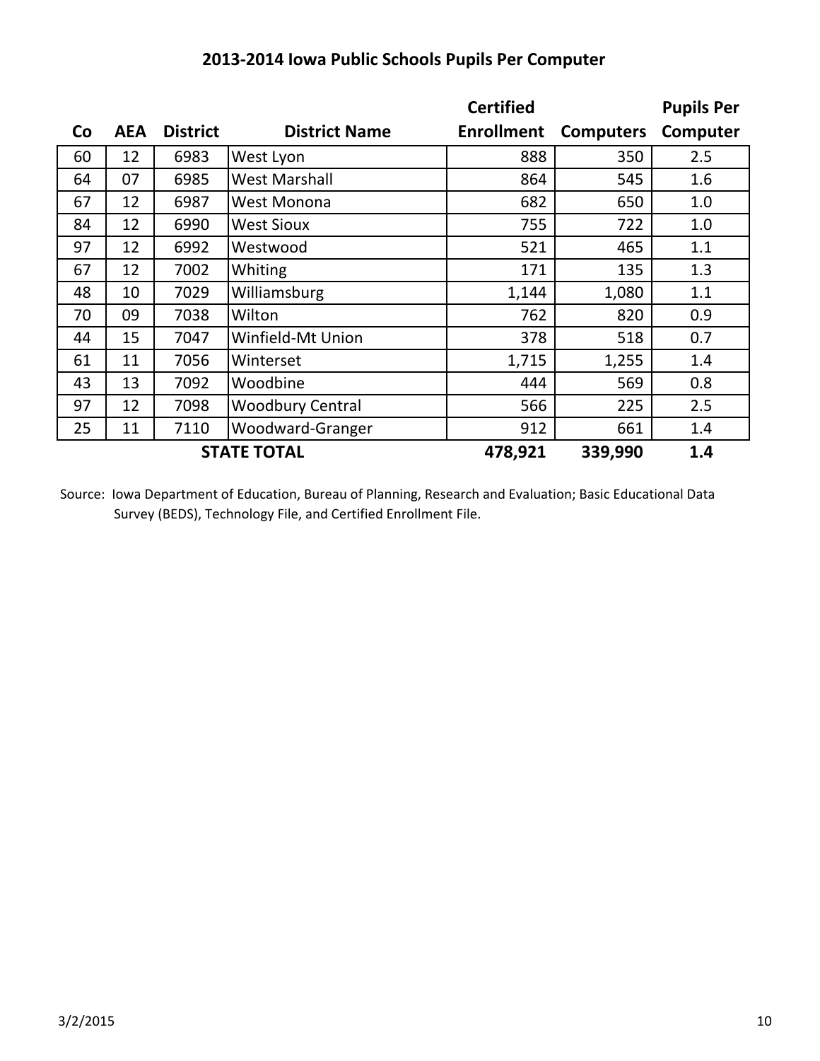## 2013-2014 Iowa Public Schools Pupils Per Computer

| Co | AEA | District | District Name | Certified Enrollment | Computers | Pupils Per Computer |
|---|---|---|---|---|---|---|
| 60 | 12 | 6983 | West Lyon | 888 | 350 | 2.5 |
| 64 | 07 | 6985 | West Marshall | 864 | 545 | 1.6 |
| 67 | 12 | 6987 | West Monona | 682 | 650 | 1.0 |
| 84 | 12 | 6990 | West Sioux | 755 | 722 | 1.0 |
| 97 | 12 | 6992 | Westwood | 521 | 465 | 1.1 |
| 67 | 12 | 7002 | Whiting | 171 | 135 | 1.3 |
| 48 | 10 | 7029 | Williamsburg | 1,144 | 1,080 | 1.1 |
| 70 | 09 | 7038 | Wilton | 762 | 820 | 0.9 |
| 44 | 15 | 7047 | Winfield-Mt Union | 378 | 518 | 0.7 |
| 61 | 11 | 7056 | Winterset | 1,715 | 1,255 | 1.4 |
| 43 | 13 | 7092 | Woodbine | 444 | 569 | 0.8 |
| 97 | 12 | 7098 | Woodbury Central | 566 | 225 | 2.5 |
| 25 | 11 | 7110 | Woodward-Granger | 912 | 661 | 1.4 |
| | | | **STATE TOTAL** | **478,921** | **339,990** | **1.4** |

Source: Iowa Department of Education, Bureau of Planning, Research and Evaluation; Basic Educational Data Survey (BEDS), Technology File, and Certified Enrollment File.

3/2/2015